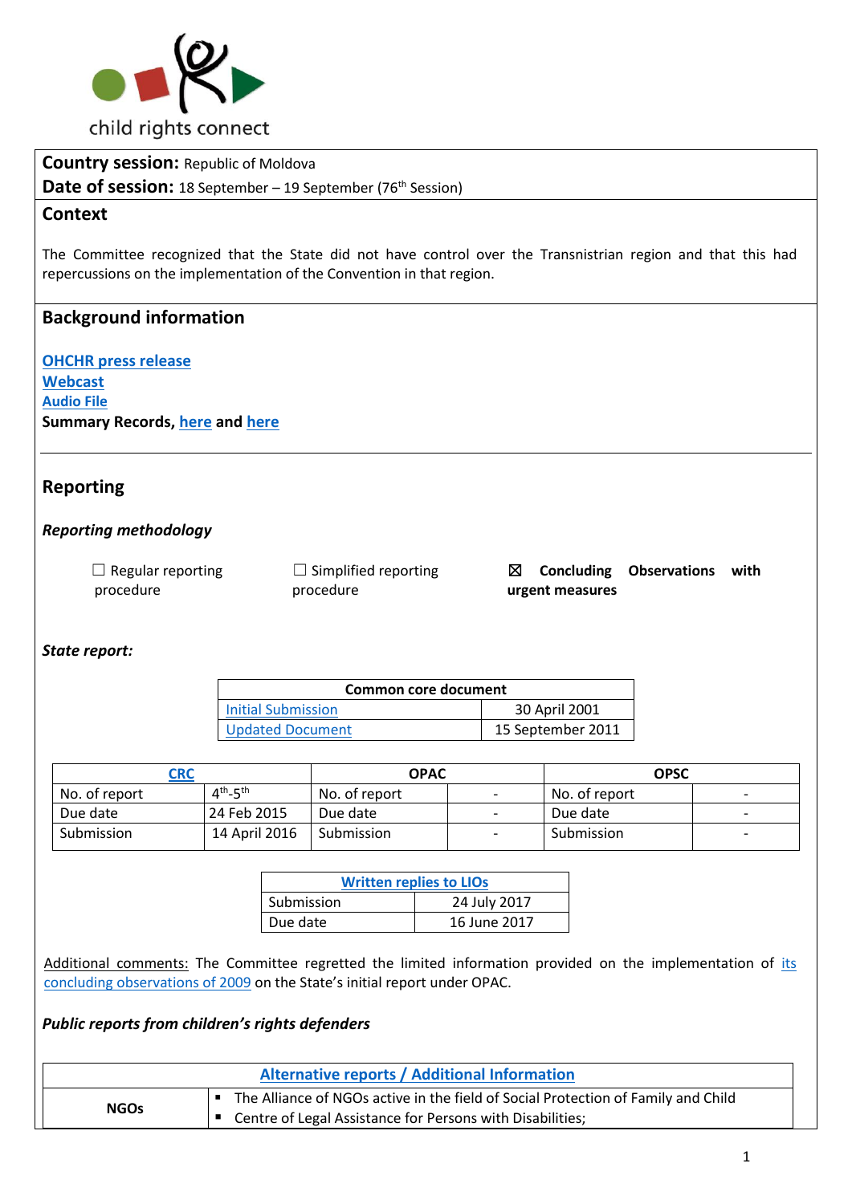child rights connect

**Country session:** Republic of Moldova
**Date of session:** 18 September – 19 September (76th Session)

## Context

The Committee recognized that the State did not have control over the Transnistrian region and that this had repercussions on the implementation of the Convention in that region.

## Background information

[OHCHR press release](#)
[Webcast](#)
[Audio File](#)
**Summary Records, [here](#) and [here](#)**

## Reporting

### *Reporting methodology*

☐ Regular reporting procedure

☐ Simplified reporting procedure

☒ **Concluding Observations with urgent measures**

### *State report:*

| Common core document | |
|---|---|
| [Initial Submission](#) | 30 April 2001 |
| [Updated Document](#) | 15 September 2011 |

| [CRC](#) | | OPAC | | OPSC | |
|---|---|---|---|---|---|
| No. of report | 4th-5th | No. of report | - | No. of report | - |
| Due date | 24 Feb 2015 | Due date | - | Due date | - |
| Submission | 14 April 2016 | Submission | - | Submission | - |

| [Written replies to LIOs](#) | |
|---|---|
| Submission | 24 July 2017 |
| Due date | 16 June 2017 |

Additional comments: The Committee regretted the limited information provided on the implementation of [its concluding observations of 2009](#) on the State's initial report under OPAC.

### *Public reports from children's rights defenders*

| [Alternative reports / Additional Information](#) | |
|---|---|
| **NGOs** | ▪ The Alliance of NGOs active in the field of Social Protection of Family and Child<br>▪ Centre of Legal Assistance for Persons with Disabilities; |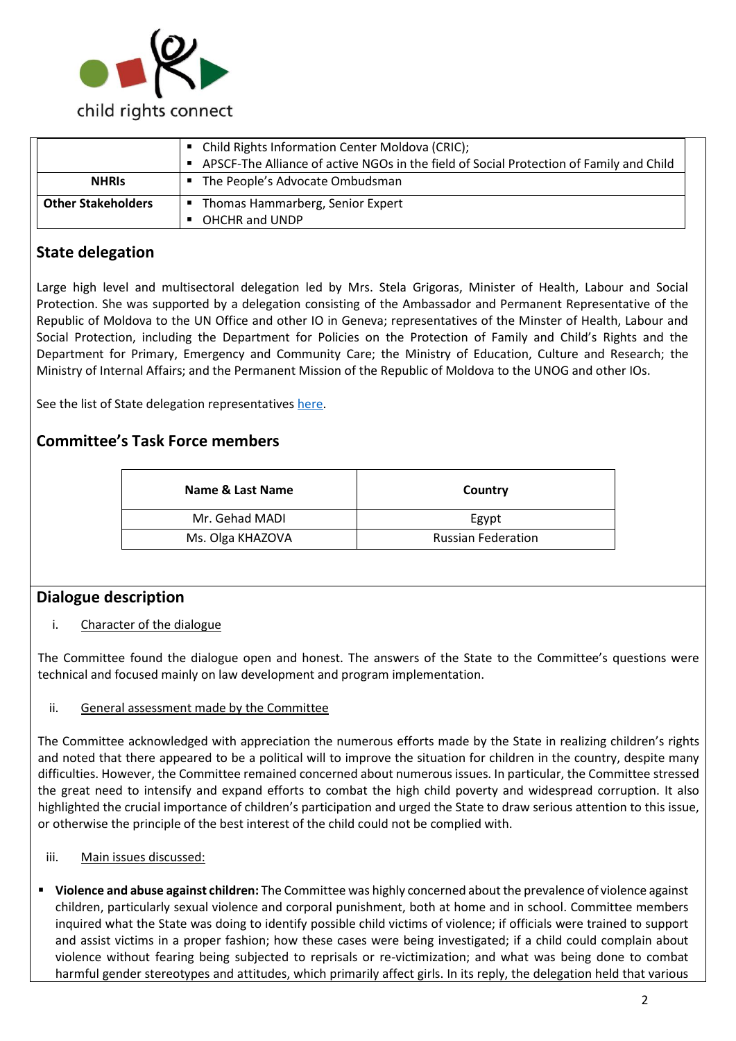| | |
|---|---|
| | ▪ Child Rights Information Center Moldova (CRIC);<br>▪ APSCF-The Alliance of active NGOs in the field of Social Protection of Family and Child |
| **NHRIs** | ▪ The People's Advocate Ombudsman |
| **Other Stakeholders** | ▪ Thomas Hammarberg, Senior Expert<br>▪ OHCHR and UNDP |

## State delegation

Large high level and multisectoral delegation led by Mrs. Stela Grigoras, Minister of Health, Labour and Social Protection. She was supported by a delegation consisting of the Ambassador and Permanent Representative of the Republic of Moldova to the UN Office and other IO in Geneva; representatives of the Minster of Health, Labour and Social Protection, including the Department for Policies on the Protection of Family and Child's Rights and the Department for Primary, Emergency and Community Care; the Ministry of Education, Culture and Research; the Ministry of Internal Affairs; and the Permanent Mission of the Republic of Moldova to the UNOG and other IOs.

See the list of State delegation representatives here.

## Committee's Task Force members

| Name & Last Name | Country |
|---|---|
| Mr. Gehad MADI | Egypt |
| Ms. Olga KHAZOVA | Russian Federation |

## Dialogue description

i. Character of the dialogue

The Committee found the dialogue open and honest. The answers of the State to the Committee's questions were technical and focused mainly on law development and program implementation.

ii. General assessment made by the Committee

The Committee acknowledged with appreciation the numerous efforts made by the State in realizing children's rights and noted that there appeared to be a political will to improve the situation for children in the country, despite many difficulties. However, the Committee remained concerned about numerous issues. In particular, the Committee stressed the great need to intensify and expand efforts to combat the high child poverty and widespread corruption. It also highlighted the crucial importance of children's participation and urged the State to draw serious attention to this issue, or otherwise the principle of the best interest of the child could not be complied with.

iii. Main issues discussed:

- **Violence and abuse against children:** The Committee was highly concerned about the prevalence of violence against children, particularly sexual violence and corporal punishment, both at home and in school. Committee members inquired what the State was doing to identify possible child victims of violence; if officials were trained to support and assist victims in a proper fashion; how these cases were being investigated; if a child could complain about violence without fearing being subjected to reprisals or re-victimization; and what was being done to combat harmful gender stereotypes and attitudes, which primarily affect girls. In its reply, the delegation held that various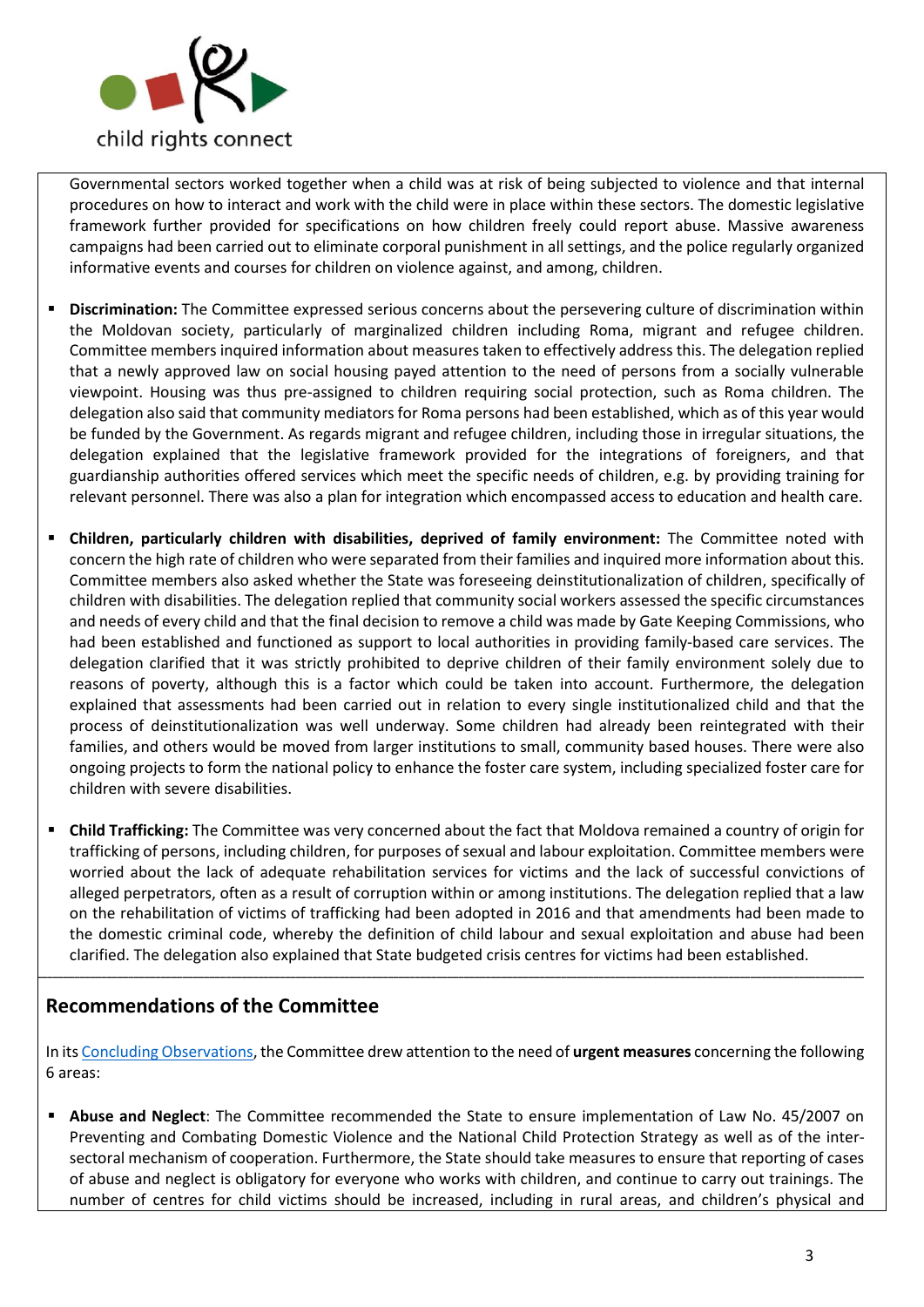Governmental sectors worked together when a child was at risk of being subjected to violence and that internal procedures on how to interact and work with the child were in place within these sectors. The domestic legislative framework further provided for specifications on how children freely could report abuse. Massive awareness campaigns had been carried out to eliminate corporal punishment in all settings, and the police regularly organized informative events and courses for children on violence against, and among, children.

- **Discrimination:** The Committee expressed serious concerns about the persevering culture of discrimination within the Moldovan society, particularly of marginalized children including Roma, migrant and refugee children. Committee members inquired information about measures taken to effectively address this. The delegation replied that a newly approved law on social housing payed attention to the need of persons from a socially vulnerable viewpoint. Housing was thus pre-assigned to children requiring social protection, such as Roma children. The delegation also said that community mediators for Roma persons had been established, which as of this year would be funded by the Government. As regards migrant and refugee children, including those in irregular situations, the delegation explained that the legislative framework provided for the integrations of foreigners, and that guardianship authorities offered services which meet the specific needs of children, e.g. by providing training for relevant personnel. There was also a plan for integration which encompassed access to education and health care.

- **Children, particularly children with disabilities, deprived of family environment:** The Committee noted with concern the high rate of children who were separated from their families and inquired more information about this. Committee members also asked whether the State was foreseeing deinstitutionalization of children, specifically of children with disabilities. The delegation replied that community social workers assessed the specific circumstances and needs of every child and that the final decision to remove a child was made by Gate Keeping Commissions, who had been established and functioned as support to local authorities in providing family-based care services. The delegation clarified that it was strictly prohibited to deprive children of their family environment solely due to reasons of poverty, although this is a factor which could be taken into account. Furthermore, the delegation explained that assessments had been carried out in relation to every single institutionalized child and that the process of deinstitutionalization was well underway. Some children had already been reintegrated with their families, and others would be moved from larger institutions to small, community based houses. There were also ongoing projects to form the national policy to enhance the foster care system, including specialized foster care for children with severe disabilities.

- **Child Trafficking:** The Committee was very concerned about the fact that Moldova remained a country of origin for trafficking of persons, including children, for purposes of sexual and labour exploitation. Committee members were worried about the lack of adequate rehabilitation services for victims and the lack of successful convictions of alleged perpetrators, often as a result of corruption within or among institutions. The delegation replied that a law on the rehabilitation of victims of trafficking had been adopted in 2016 and that amendments had been made to the domestic criminal code, whereby the definition of child labour and sexual exploitation and abuse had been clarified. The delegation also explained that State budgeted crisis centres for victims had been established.

## Recommendations of the Committee

In its Concluding Observations, the Committee drew attention to the need of **urgent measures** concerning the following 6 areas:

- **Abuse and Neglect**: The Committee recommended the State to ensure implementation of Law No. 45/2007 on Preventing and Combating Domestic Violence and the National Child Protection Strategy as well as of the inter-sectoral mechanism of cooperation. Furthermore, the State should take measures to ensure that reporting of cases of abuse and neglect is obligatory for everyone who works with children, and continue to carry out trainings. The number of centres for child victims should be increased, including in rural areas, and children's physical and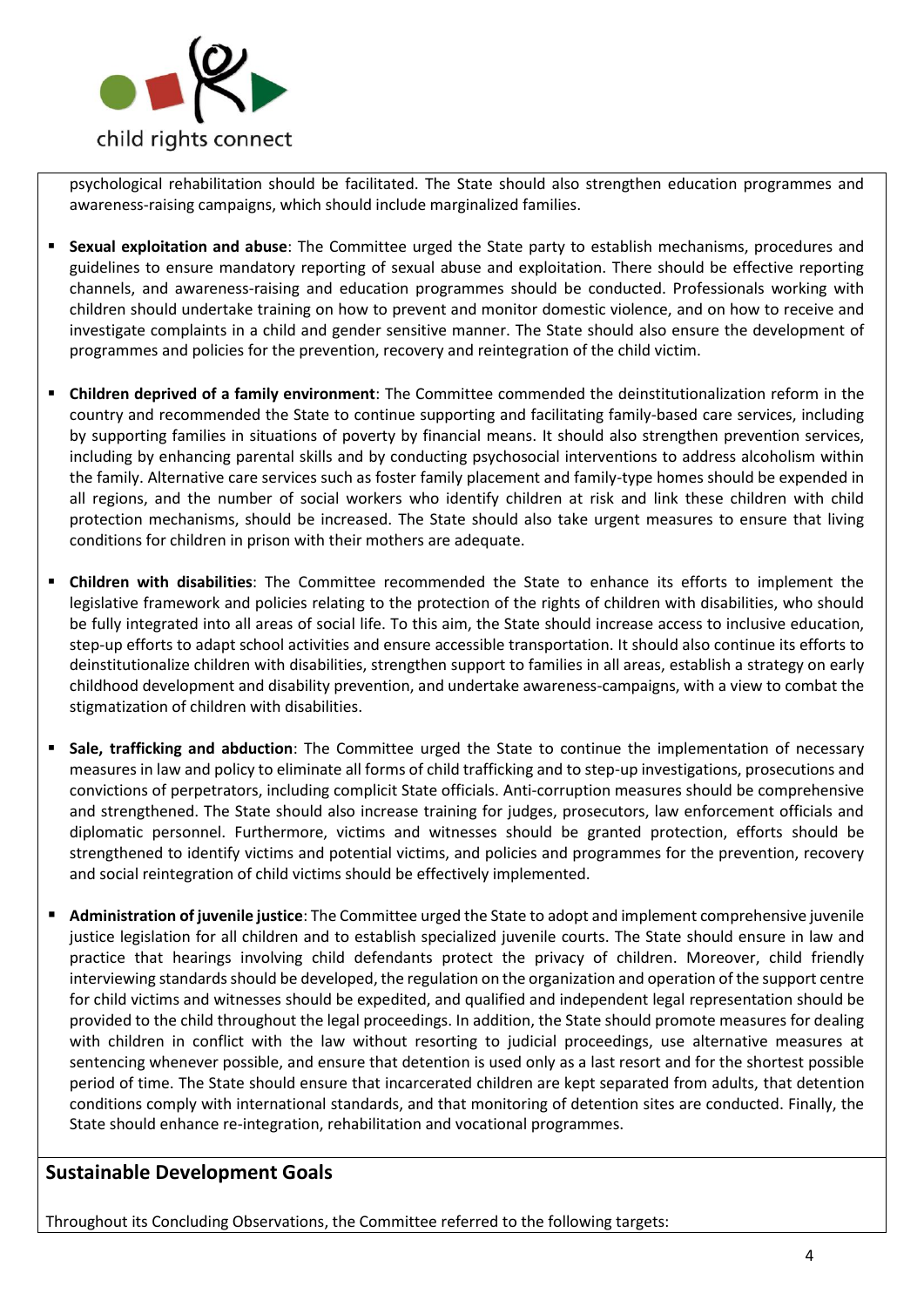psychological rehabilitation should be facilitated. The State should also strengthen education programmes and awareness-raising campaigns, which should include marginalized families.

- **Sexual exploitation and abuse**: The Committee urged the State party to establish mechanisms, procedures and guidelines to ensure mandatory reporting of sexual abuse and exploitation. There should be effective reporting channels, and awareness-raising and education programmes should be conducted. Professionals working with children should undertake training on how to prevent and monitor domestic violence, and on how to receive and investigate complaints in a child and gender sensitive manner. The State should also ensure the development of programmes and policies for the prevention, recovery and reintegration of the child victim.

- **Children deprived of a family environment**: The Committee commended the deinstitutionalization reform in the country and recommended the State to continue supporting and facilitating family-based care services, including by supporting families in situations of poverty by financial means. It should also strengthen prevention services, including by enhancing parental skills and by conducting psychosocial interventions to address alcoholism within the family. Alternative care services such as foster family placement and family-type homes should be expended in all regions, and the number of social workers who identify children at risk and link these children with child protection mechanisms, should be increased. The State should also take urgent measures to ensure that living conditions for children in prison with their mothers are adequate.

- **Children with disabilities**: The Committee recommended the State to enhance its efforts to implement the legislative framework and policies relating to the protection of the rights of children with disabilities, who should be fully integrated into all areas of social life. To this aim, the State should increase access to inclusive education, step-up efforts to adapt school activities and ensure accessible transportation. It should also continue its efforts to deinstitutionalize children with disabilities, strengthen support to families in all areas, establish a strategy on early childhood development and disability prevention, and undertake awareness-campaigns, with a view to combat the stigmatization of children with disabilities.

- **Sale, trafficking and abduction**: The Committee urged the State to continue the implementation of necessary measures in law and policy to eliminate all forms of child trafficking and to step-up investigations, prosecutions and convictions of perpetrators, including complicit State officials. Anti-corruption measures should be comprehensive and strengthened. The State should also increase training for judges, prosecutors, law enforcement officials and diplomatic personnel. Furthermore, victims and witnesses should be granted protection, efforts should be strengthened to identify victims and potential victims, and policies and programmes for the prevention, recovery and social reintegration of child victims should be effectively implemented.

- **Administration of juvenile justice**: The Committee urged the State to adopt and implement comprehensive juvenile justice legislation for all children and to establish specialized juvenile courts. The State should ensure in law and practice that hearings involving child defendants protect the privacy of children. Moreover, child friendly interviewing standards should be developed, the regulation on the organization and operation of the support centre for child victims and witnesses should be expedited, and qualified and independent legal representation should be provided to the child throughout the legal proceedings. In addition, the State should promote measures for dealing with children in conflict with the law without resorting to judicial proceedings, use alternative measures at sentencing whenever possible, and ensure that detention is used only as a last resort and for the shortest possible period of time. The State should ensure that incarcerated children are kept separated from adults, that detention conditions comply with international standards, and that monitoring of detention sites are conducted. Finally, the State should enhance re-integration, rehabilitation and vocational programmes.

## Sustainable Development Goals

Throughout its Concluding Observations, the Committee referred to the following targets: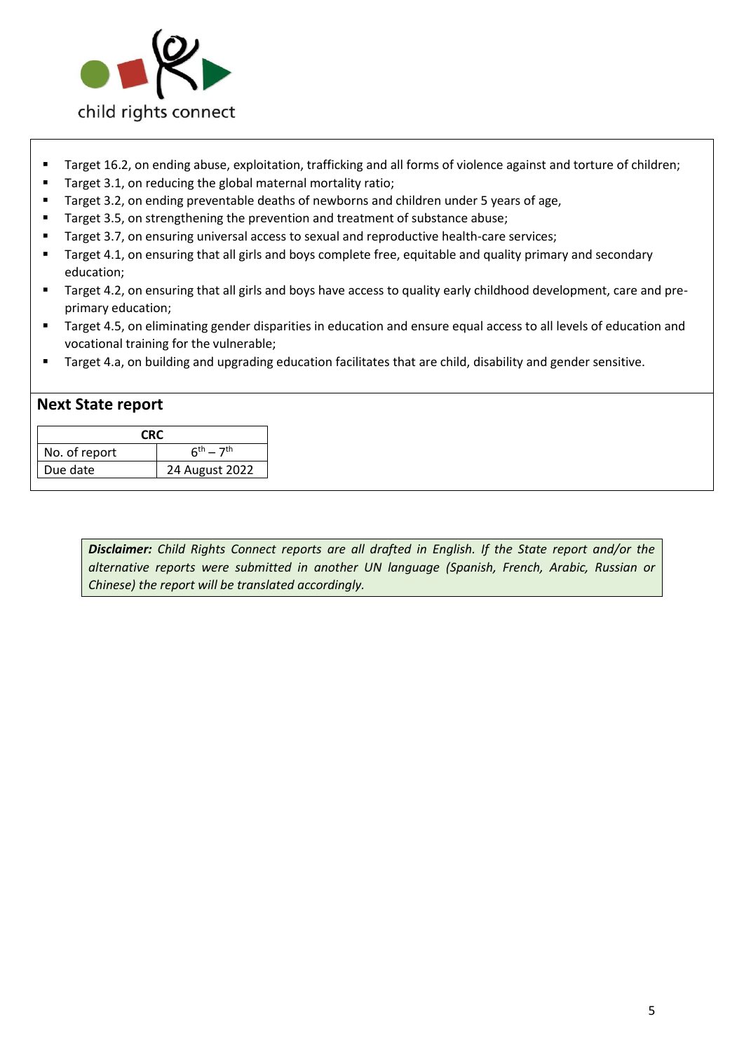- Target 16.2, on ending abuse, exploitation, trafficking and all forms of violence against and torture of children;
- Target 3.1, on reducing the global maternal mortality ratio;
- Target 3.2, on ending preventable deaths of newborns and children under 5 years of age,
- Target 3.5, on strengthening the prevention and treatment of substance abuse;
- Target 3.7, on ensuring universal access to sexual and reproductive health-care services;
- Target 4.1, on ensuring that all girls and boys complete free, equitable and quality primary and secondary education;
- Target 4.2, on ensuring that all girls and boys have access to quality early childhood development, care and pre-primary education;
- Target 4.5, on eliminating gender disparities in education and ensure equal access to all levels of education and vocational training for the vulnerable;
- Target 4.a, on building and upgrading education facilitates that are child, disability and gender sensitive.

## Next State report

| CRC | |
|---|---|
| No. of report | 6th – 7th |
| Due date | 24 August 2022 |

***Disclaimer:*** *Child Rights Connect reports are all drafted in English. If the State report and/or the alternative reports were submitted in another UN language (Spanish, French, Arabic, Russian or Chinese) the report will be translated accordingly.*